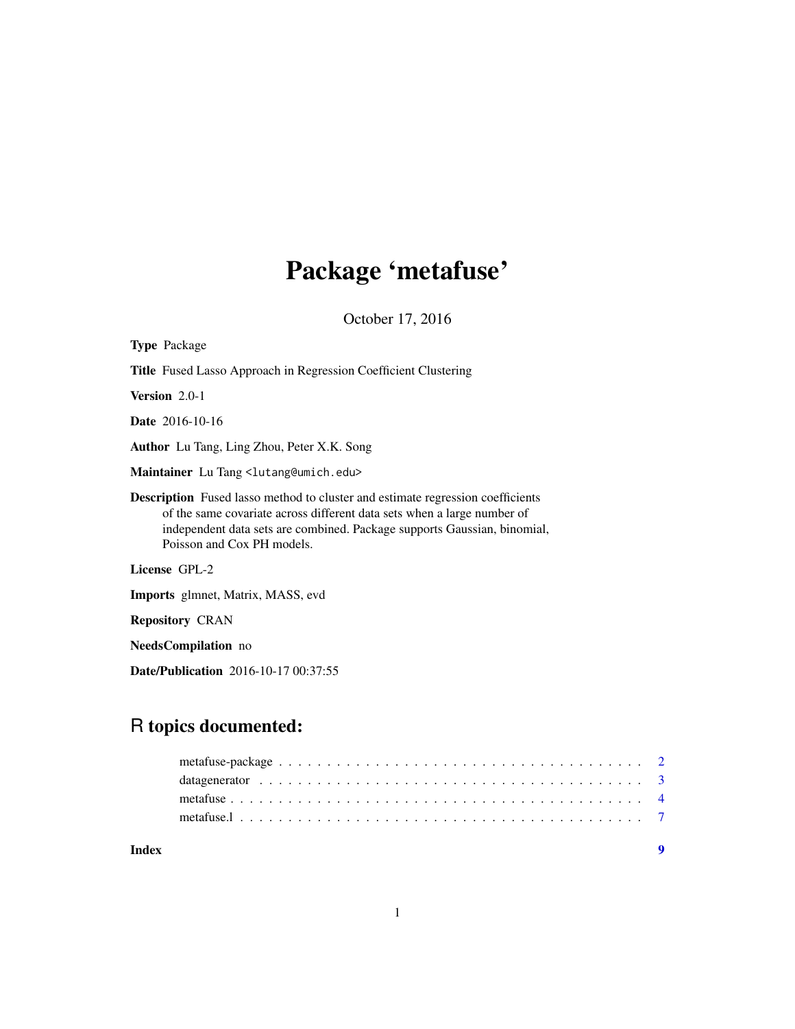# Package 'metafuse'

October 17, 2016

**Type** Package

**Title** Fused Lasso Approach in Regression Coefficient Clustering

**Version** 2.0-1

**Date** 2016-10-16

**Author** Lu Tang, Ling Zhou, Peter X.K. Song

**Maintainer** Lu Tang <lutang@umich.edu>

**Description** Fused lasso method to cluster and estimate regression coefficients of the same covariate across different data sets when a large number of independent data sets are combined. Package supports Gaussian, binomial, Poisson and Cox PH models.

**License** GPL-2

**Imports** glmnet, Matrix, MASS, evd

**Repository** CRAN

**NeedsCompilation** no

**Date/Publication** 2016-10-17 00:37:55

## R topics documented:

| | |
|---|---|
| metafuse-package | 2 |
| datagenerator | 3 |
| metafuse | 4 |
| metafuse.l | 7 |
| **Index** | **9** |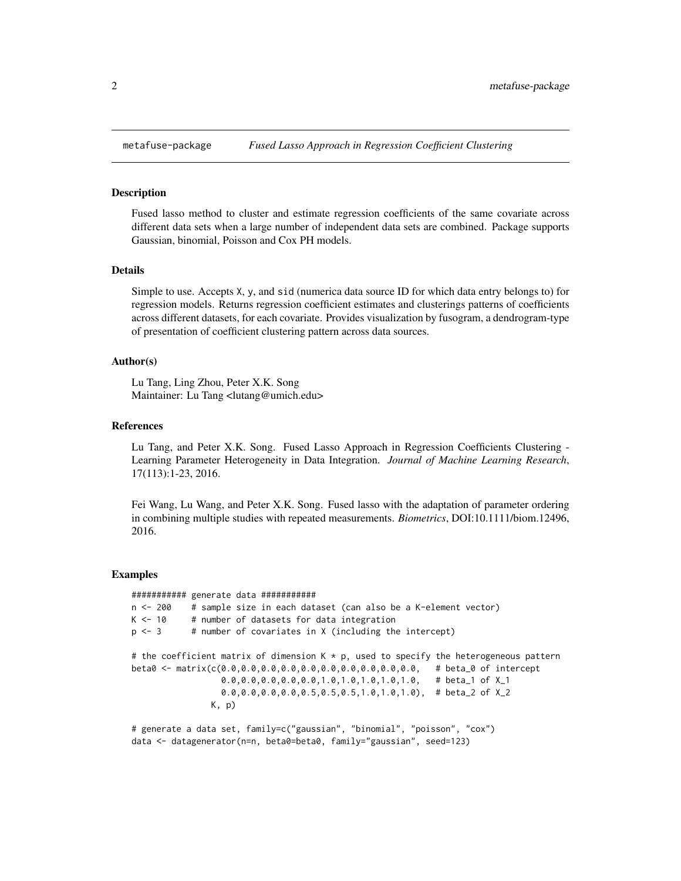metafuse-package *Fused Lasso Approach in Regression Coefficient Clustering*

## Description

Fused lasso method to cluster and estimate regression coefficients of the same covariate across different data sets when a large number of independent data sets are combined. Package supports Gaussian, binomial, Poisson and Cox PH models.

## Details

Simple to use. Accepts `X`, `y`, and `sid` (numerica data source ID for which data entry belongs to) for regression models. Returns regression coefficient estimates and clusterings patterns of coefficients across different datasets, for each covariate. Provides visualization by fusogram, a dendrogram-type of presentation of coefficient clustering pattern across data sources.

## Author(s)

Lu Tang, Ling Zhou, Peter X.K. Song
Maintainer: Lu Tang <lutang@umich.edu>

## References

Lu Tang, and Peter X.K. Song. Fused Lasso Approach in Regression Coefficients Clustering - Learning Parameter Heterogeneity in Data Integration. *Journal of Machine Learning Research*, 17(113):1-23, 2016.

Fei Wang, Lu Wang, and Peter X.K. Song. Fused lasso with the adaptation of parameter ordering in combining multiple studies with repeated measurements. *Biometrics*, DOI:10.1111/biom.12496, 2016.

## Examples

```
########### generate data ###########
n <- 200    # sample size in each dataset (can also be a K-element vector)
K <- 10     # number of datasets for data integration
p <- 3      # number of covariates in X (including the intercept)

# the coefficient matrix of dimension K * p, used to specify the heterogeneous pattern
beta0 <- matrix(c(0.0,0.0,0.0,0.0,0.0,0.0,0.0,0.0,0.0,0.0,   # beta_0 of intercept
                  0.0,0.0,0.0,0.0,0.0,1.0,1.0,1.0,1.0,1.0,   # beta_1 of X_1
                  0.0,0.0,0.0,0.0,0.5,0.5,0.5,1.0,1.0,1.0),  # beta_2 of X_2
                K, p)

# generate a data set, family=c("gaussian", "binomial", "poisson", "cox")
data <- datagenerator(n=n, beta0=beta0, family="gaussian", seed=123)
```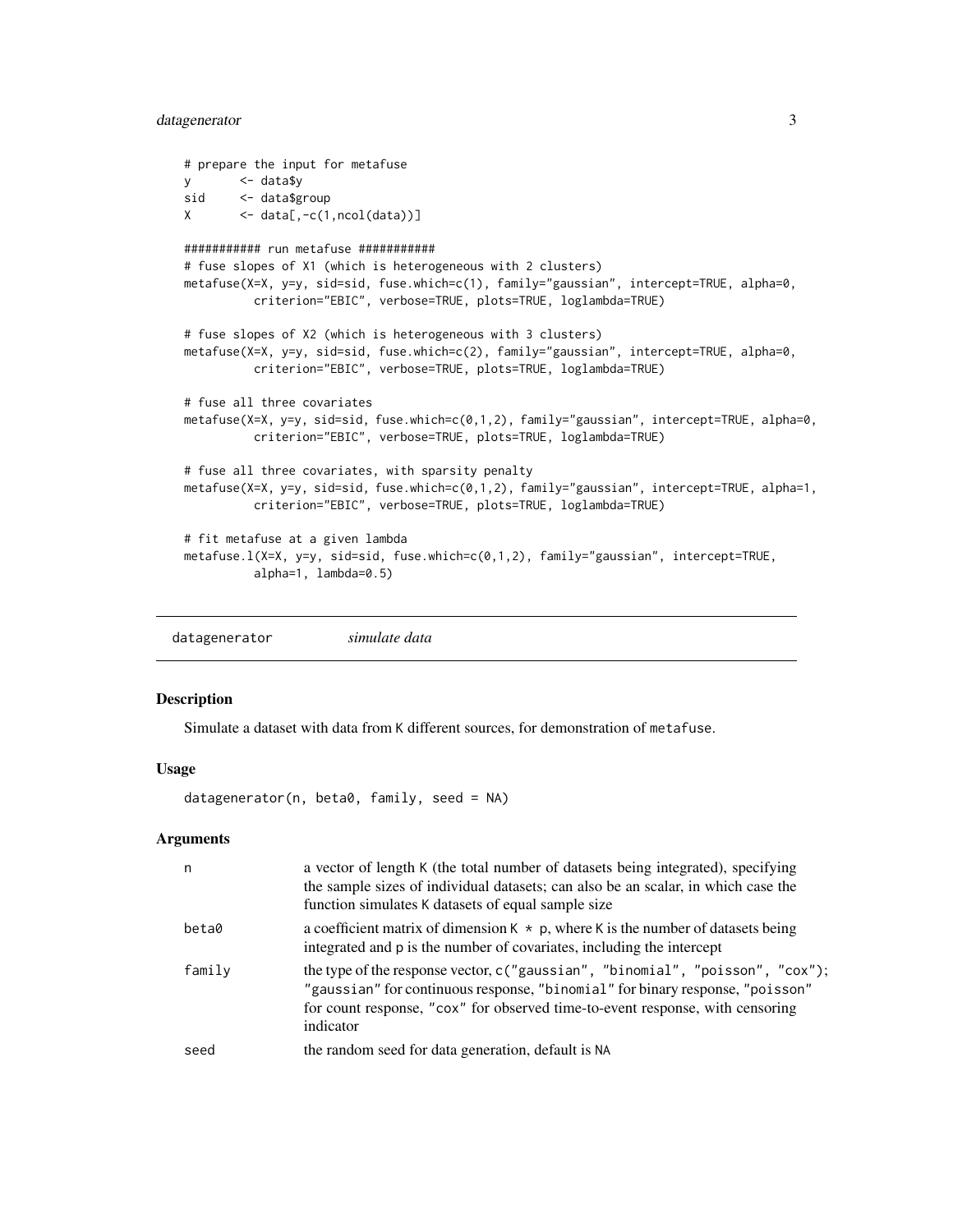```
# prepare the input for metafuse
y       <- data$y
sid     <- data$group
X       <- data[,-c(1,ncol(data))]

########### run metafuse ###########
# fuse slopes of X1 (which is heterogeneous with 2 clusters)
metafuse(X=X, y=y, sid=sid, fuse.which=c(1), family="gaussian", intercept=TRUE, alpha=0,
         criterion="EBIC", verbose=TRUE, plots=TRUE, loglambda=TRUE)

# fuse slopes of X2 (which is heterogeneous with 3 clusters)
metafuse(X=X, y=y, sid=sid, fuse.which=c(2), family="gaussian", intercept=TRUE, alpha=0,
         criterion="EBIC", verbose=TRUE, plots=TRUE, loglambda=TRUE)

# fuse all three covariates
metafuse(X=X, y=y, sid=sid, fuse.which=c(0,1,2), family="gaussian", intercept=TRUE, alpha=0,
         criterion="EBIC", verbose=TRUE, plots=TRUE, loglambda=TRUE)

# fuse all three covariates, with sparsity penalty
metafuse(X=X, y=y, sid=sid, fuse.which=c(0,1,2), family="gaussian", intercept=TRUE, alpha=1,
         criterion="EBIC", verbose=TRUE, plots=TRUE, loglambda=TRUE)

# fit metafuse at a given lambda
metafuse.l(X=X, y=y, sid=sid, fuse.which=c(0,1,2), family="gaussian", intercept=TRUE,
         alpha=1, lambda=0.5)
```

## datagenerator *simulate data*

### Description

Simulate a dataset with data from K different sources, for demonstration of metafuse.

### Usage

```
datagenerator(n, beta0, family, seed = NA)
```

### Arguments

| | |
|---|---|
| n | a vector of length K (the total number of datasets being integrated), specifying the sample sizes of individual datasets; can also be an scalar, in which case the function simulates K datasets of equal sample size |
| beta0 | a coefficient matrix of dimension K * p, where K is the number of datasets being integrated and p is the number of covariates, including the intercept |
| family | the type of the response vector, c("gaussian", "binomial", "poisson", "cox"); "gaussian" for continuous response, "binomial" for binary response, "poisson" for count response, "cox" for observed time-to-event response, with censoring indicator |
| seed | the random seed for data generation, default is NA |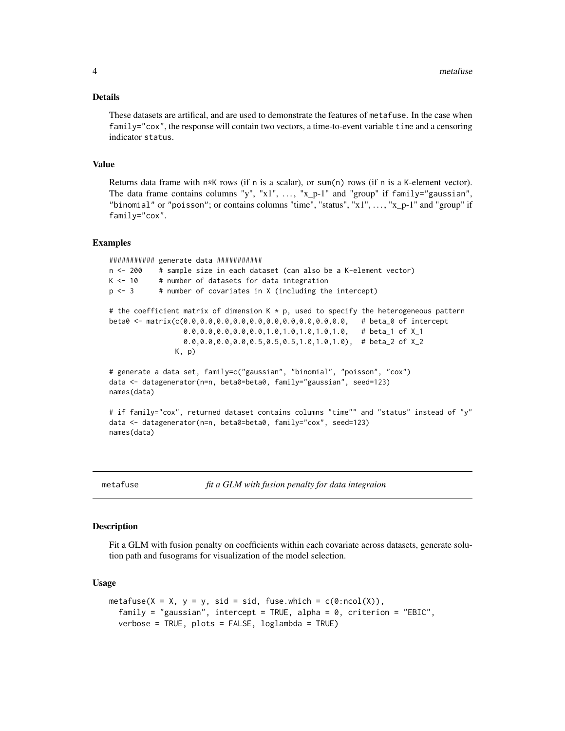### Details

These datasets are artifical, and are used to demonstrate the features of metafuse. In the case when family="cox", the response will contain two vectors, a time-to-event variable time and a censoring indicator status.

### Value

Returns data frame with n*K rows (if n is a scalar), or sum(n) rows (if n is a K-element vector). The data frame contains columns "y", "x1", ..., "x_p-1" and "group" if family="gaussian", "binomial" or "poisson"; or contains columns "time", "status", "x1", ..., "x_p-1" and "group" if family="cox".

### Examples

```
########### generate data ###########
n <- 200    # sample size in each dataset (can also be a K-element vector)
K <- 10     # number of datasets for data integration
p <- 3      # number of covariates in X (including the intercept)

# the coefficient matrix of dimension K * p, used to specify the heterogeneous pattern
beta0 <- matrix(c(0.0,0.0,0.0,0.0,0.0,0.0,0.0,0.0,0.0,0.0,   # beta_0 of intercept
                  0.0,0.0,0.0,0.0,0.0,1.0,1.0,1.0,1.0,1.0,   # beta_1 of X_1
                  0.0,0.0,0.0,0.0,0.5,0.5,0.5,1.0,1.0,1.0),  # beta_2 of X_2
                K, p)

# generate a data set, family=c("gaussian", "binomial", "poisson", "cox")
data <- datagenerator(n=n, beta0=beta0, family="gaussian", seed=123)
names(data)

# if family="cox", returned dataset contains columns "time"" and "status" instead of "y"
data <- datagenerator(n=n, beta0=beta0, family="cox", seed=123)
names(data)
```

---

## metafuse — *fit a GLM with fusion penalty for data integraion*

### Description

Fit a GLM with fusion penalty on coefficients within each covariate across datasets, generate solution path and fusograms for visualization of the model selection.

### Usage

```
metafuse(X = X, y = y, sid = sid, fuse.which = c(0:ncol(X)),
  family = "gaussian", intercept = TRUE, alpha = 0, criterion = "EBIC",
  verbose = TRUE, plots = FALSE, loglambda = TRUE)
```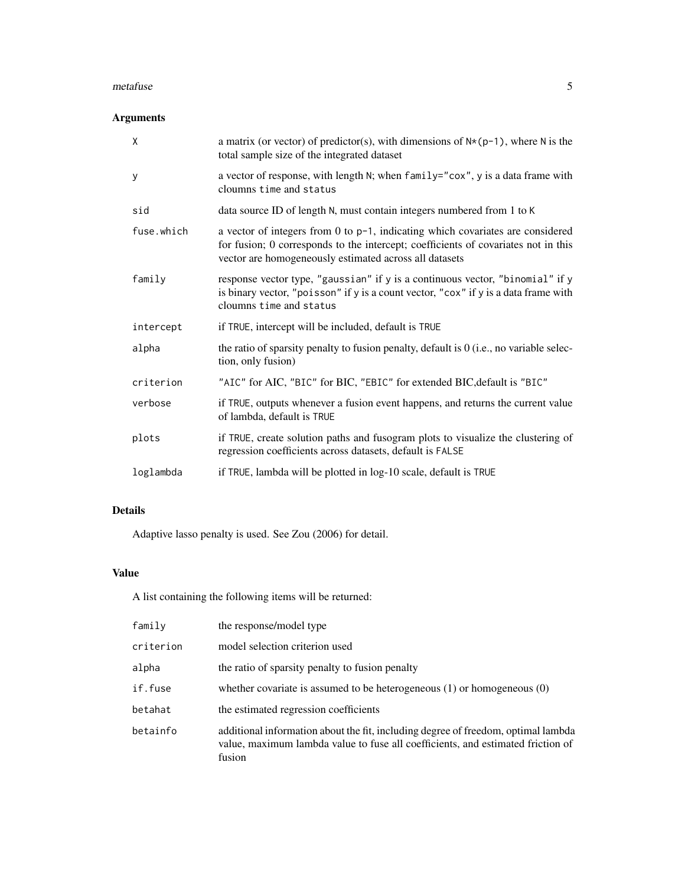## Arguments

| | |
|---|---|
| X | a matrix (or vector) of predictor(s), with dimensions of N*(p-1), where N is the total sample size of the integrated dataset |
| y | a vector of response, with length N; when family="cox", y is a data frame with cloumns time and status |
| sid | data source ID of length N, must contain integers numbered from 1 to K |
| fuse.which | a vector of integers from 0 to p-1, indicating which covariates are considered for fusion; 0 corresponds to the intercept; coefficients of covariates not in this vector are homogeneously estimated across all datasets |
| family | response vector type, "gaussian" if y is a continuous vector, "binomial" if y is binary vector, "poisson" if y is a count vector, "cox" if y is a data frame with cloumns time and status |
| intercept | if TRUE, intercept will be included, default is TRUE |
| alpha | the ratio of sparsity penalty to fusion penalty, default is 0 (i.e., no variable selection, only fusion) |
| criterion | "AIC" for AIC, "BIC" for BIC, "EBIC" for extended BIC,default is "BIC" |
| verbose | if TRUE, outputs whenever a fusion event happens, and returns the current value of lambda, default is TRUE |
| plots | if TRUE, create solution paths and fusogram plots to visualize the clustering of regression coefficients across datasets, default is FALSE |
| loglambda | if TRUE, lambda will be plotted in log-10 scale, default is TRUE |

## Details

Adaptive lasso penalty is used. See Zou (2006) for detail.

## Value

A list containing the following items will be returned:

| | |
|---|---|
| family | the response/model type |
| criterion | model selection criterion used |
| alpha | the ratio of sparsity penalty to fusion penalty |
| if.fuse | whether covariate is assumed to be heterogeneous (1) or homogeneous (0) |
| betahat | the estimated regression coefficients |
| betainfo | additional information about the fit, including degree of freedom, optimal lambda value, maximum lambda value to fuse all coefficients, and estimated friction of fusion |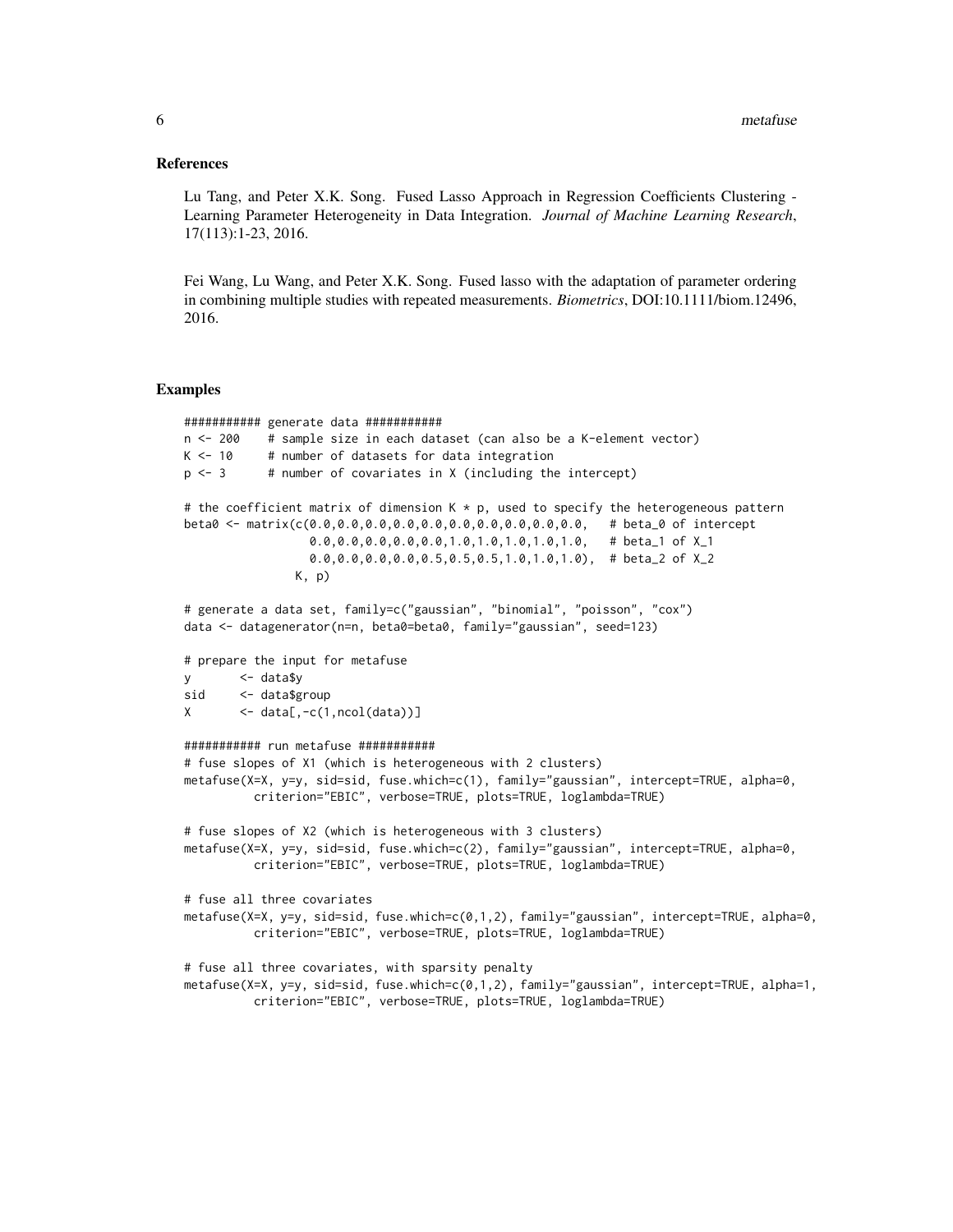## References

Lu Tang, and Peter X.K. Song. Fused Lasso Approach in Regression Coefficients Clustering - Learning Parameter Heterogeneity in Data Integration. *Journal of Machine Learning Research*, 17(113):1-23, 2016.

Fei Wang, Lu Wang, and Peter X.K. Song. Fused lasso with the adaptation of parameter ordering in combining multiple studies with repeated measurements. *Biometrics*, DOI:10.1111/biom.12496, 2016.

## Examples

```
########### generate data ###########
n <- 200    # sample size in each dataset (can also be a K-element vector)
K <- 10     # number of datasets for data integration
p <- 3      # number of covariates in X (including the intercept)

# the coefficient matrix of dimension K * p, used to specify the heterogeneous pattern
beta0 <- matrix(c(0.0,0.0,0.0,0.0,0.0,0.0,0.0,0.0,0.0,0.0,   # beta_0 of intercept
                  0.0,0.0,0.0,0.0,0.0,1.0,1.0,1.0,1.0,1.0,   # beta_1 of X_1
                  0.0,0.0,0.0,0.0,0.5,0.5,0.5,1.0,1.0,1.0),  # beta_2 of X_2
                K, p)

# generate a data set, family=c("gaussian", "binomial", "poisson", "cox")
data <- datagenerator(n=n, beta0=beta0, family="gaussian", seed=123)

# prepare the input for metafuse
y       <- data$y
sid     <- data$group
X       <- data[,-c(1,ncol(data))]

########### run metafuse ###########
# fuse slopes of X1 (which is heterogeneous with 2 clusters)
metafuse(X=X, y=y, sid=sid, fuse.which=c(1), family="gaussian", intercept=TRUE, alpha=0,
         criterion="EBIC", verbose=TRUE, plots=TRUE, loglambda=TRUE)

# fuse slopes of X2 (which is heterogeneous with 3 clusters)
metafuse(X=X, y=y, sid=sid, fuse.which=c(2), family="gaussian", intercept=TRUE, alpha=0,
         criterion="EBIC", verbose=TRUE, plots=TRUE, loglambda=TRUE)

# fuse all three covariates
metafuse(X=X, y=y, sid=sid, fuse.which=c(0,1,2), family="gaussian", intercept=TRUE, alpha=0,
         criterion="EBIC", verbose=TRUE, plots=TRUE, loglambda=TRUE)

# fuse all three covariates, with sparsity penalty
metafuse(X=X, y=y, sid=sid, fuse.which=c(0,1,2), family="gaussian", intercept=TRUE, alpha=1,
         criterion="EBIC", verbose=TRUE, plots=TRUE, loglambda=TRUE)
```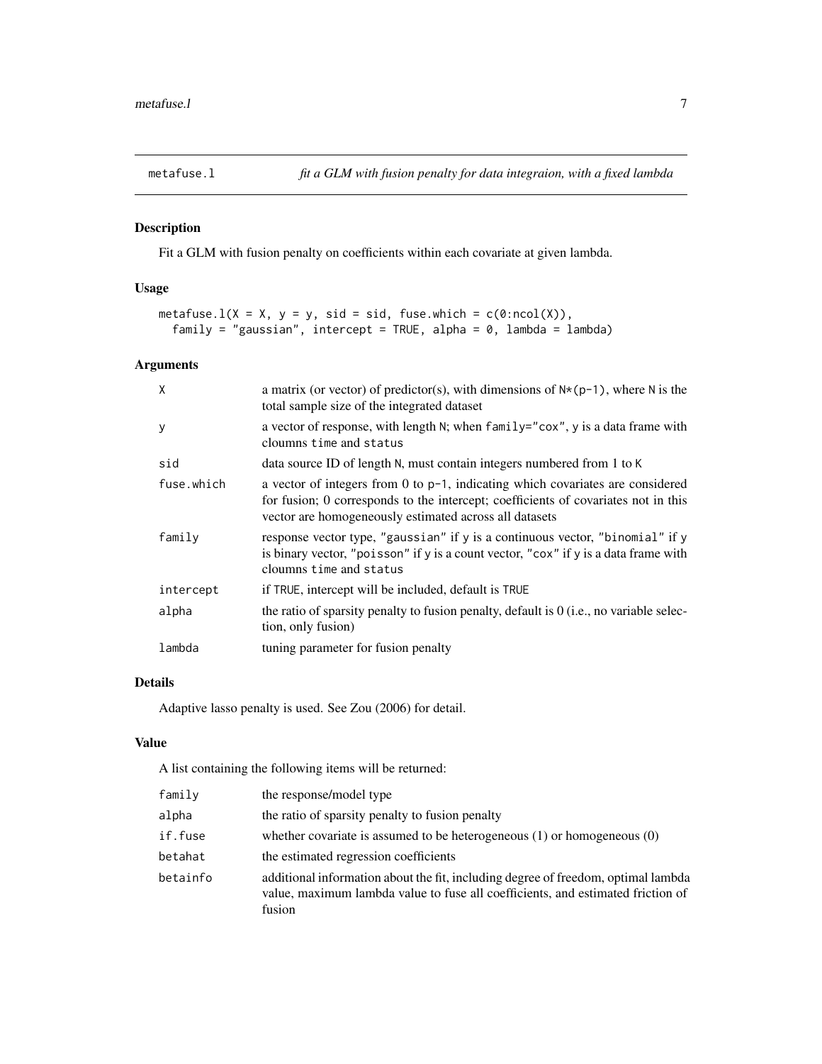## metafuse.l — *fit a GLM with fusion penalty for data integraion, with a fixed lambda*

### Description

Fit a GLM with fusion penalty on coefficients within each covariate at given lambda.

### Usage

```
metafuse.l(X = X, y = y, sid = sid, fuse.which = c(0:ncol(X)),
  family = "gaussian", intercept = TRUE, alpha = 0, lambda = lambda)
```

### Arguments

| | |
|---|---|
| `X` | a matrix (or vector) of predictor(s), with dimensions of `N*(p-1)`, where `N` is the total sample size of the integrated dataset |
| `y` | a vector of response, with length `N`; when `family="cox"`, `y` is a data frame with cloumns `time` and `status` |
| `sid` | data source ID of length `N`, must contain integers numbered from 1 to `K` |
| `fuse.which` | a vector of integers from 0 to `p-1`, indicating which covariates are considered for fusion; 0 corresponds to the intercept; coefficients of covariates not in this vector are homogeneously estimated across all datasets |
| `family` | response vector type, `"gaussian"` if `y` is a continuous vector, `"binomial"` if `y` is binary vector, `"poisson"` if `y` is a count vector, `"cox"` if `y` is a data frame with cloumns `time` and `status` |
| `intercept` | if `TRUE`, intercept will be included, default is `TRUE` |
| `alpha` | the ratio of sparsity penalty to fusion penalty, default is 0 (i.e., no variable selection, only fusion) |
| `lambda` | tuning parameter for fusion penalty |

### Details

Adaptive lasso penalty is used. See Zou (2006) for detail.

### Value

A list containing the following items will be returned:

| | |
|---|---|
| `family` | the response/model type |
| `alpha` | the ratio of sparsity penalty to fusion penalty |
| `if.fuse` | whether covariate is assumed to be heterogeneous (1) or homogeneous (0) |
| `betahat` | the estimated regression coefficients |
| `betainfo` | additional information about the fit, including degree of freedom, optimal lambda value, maximum lambda value to fuse all coefficients, and estimated friction of fusion |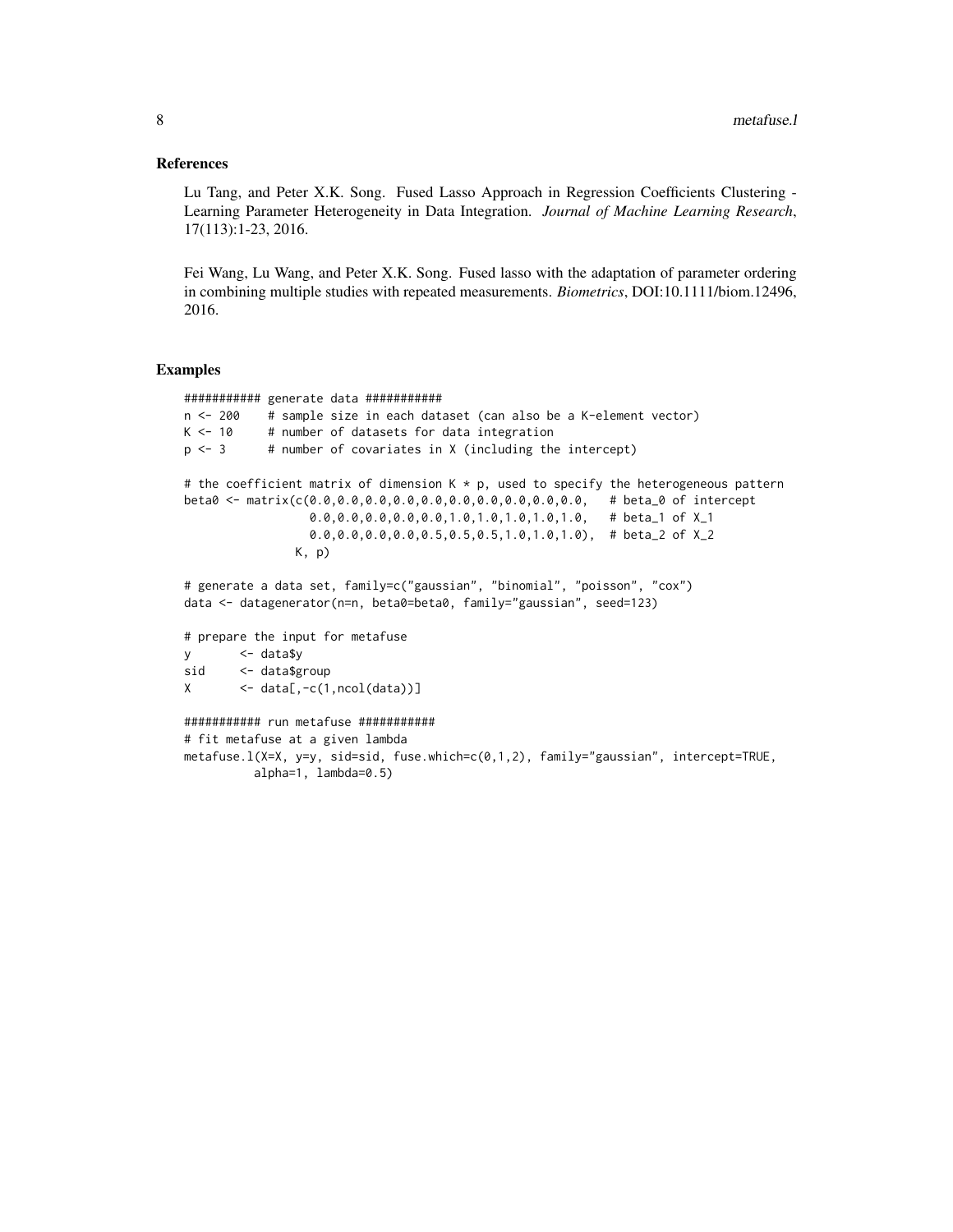## References

Lu Tang, and Peter X.K. Song. Fused Lasso Approach in Regression Coefficients Clustering - Learning Parameter Heterogeneity in Data Integration. *Journal of Machine Learning Research*, 17(113):1-23, 2016.

Fei Wang, Lu Wang, and Peter X.K. Song. Fused lasso with the adaptation of parameter ordering in combining multiple studies with repeated measurements. *Biometrics*, DOI:10.1111/biom.12496, 2016.

## Examples

```
########### generate data ###########
n <- 200    # sample size in each dataset (can also be a K-element vector)
K <- 10     # number of datasets for data integration
p <- 3      # number of covariates in X (including the intercept)

# the coefficient matrix of dimension K * p, used to specify the heterogeneous pattern
beta0 <- matrix(c(0.0,0.0,0.0,0.0,0.0,0.0,0.0,0.0,0.0,0.0,   # beta_0 of intercept
                  0.0,0.0,0.0,0.0,0.0,1.0,1.0,1.0,1.0,1.0,   # beta_1 of X_1
                  0.0,0.0,0.0,0.0,0.5,0.5,0.5,1.0,1.0,1.0),  # beta_2 of X_2
                K, p)

# generate a data set, family=c("gaussian", "binomial", "poisson", "cox")
data <- datagenerator(n=n, beta0=beta0, family="gaussian", seed=123)

# prepare the input for metafuse
y       <- data$y
sid     <- data$group
X       <- data[,-c(1,ncol(data))]

########### run metafuse ###########
# fit metafuse at a given lambda
metafuse.l(X=X, y=y, sid=sid, fuse.which=c(0,1,2), family="gaussian", intercept=TRUE,
           alpha=1, lambda=0.5)
```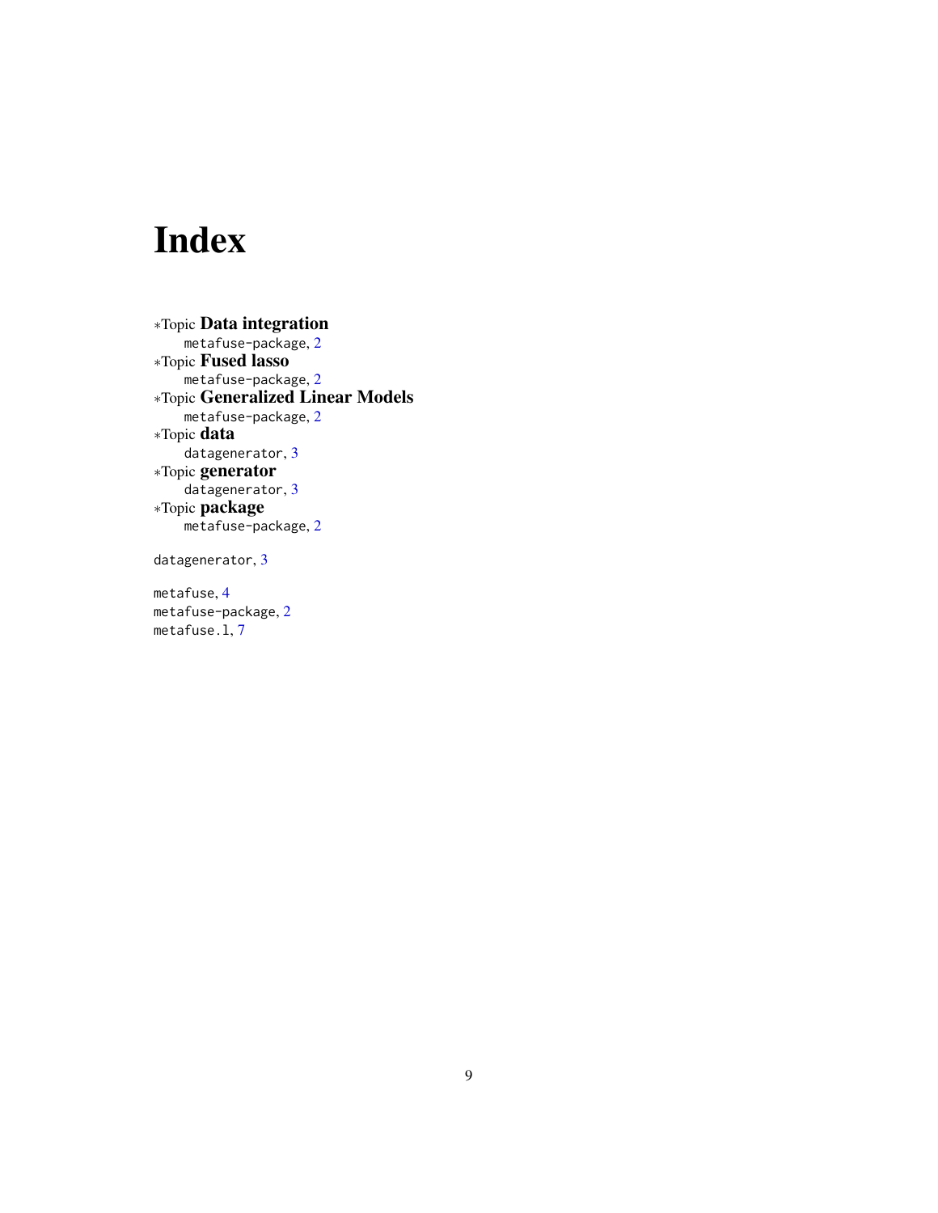# Index

*Topic **Data integration**
    metafuse-package, 2
*Topic **Fused lasso**
    metafuse-package, 2
*Topic **Generalized Linear Models**
    metafuse-package, 2
*Topic **data**
    datagenerator, 3
*Topic **generator**
    datagenerator, 3
*Topic **package**
    metafuse-package, 2

datagenerator, 3

metafuse, 4
metafuse-package, 2
metafuse.l, 7